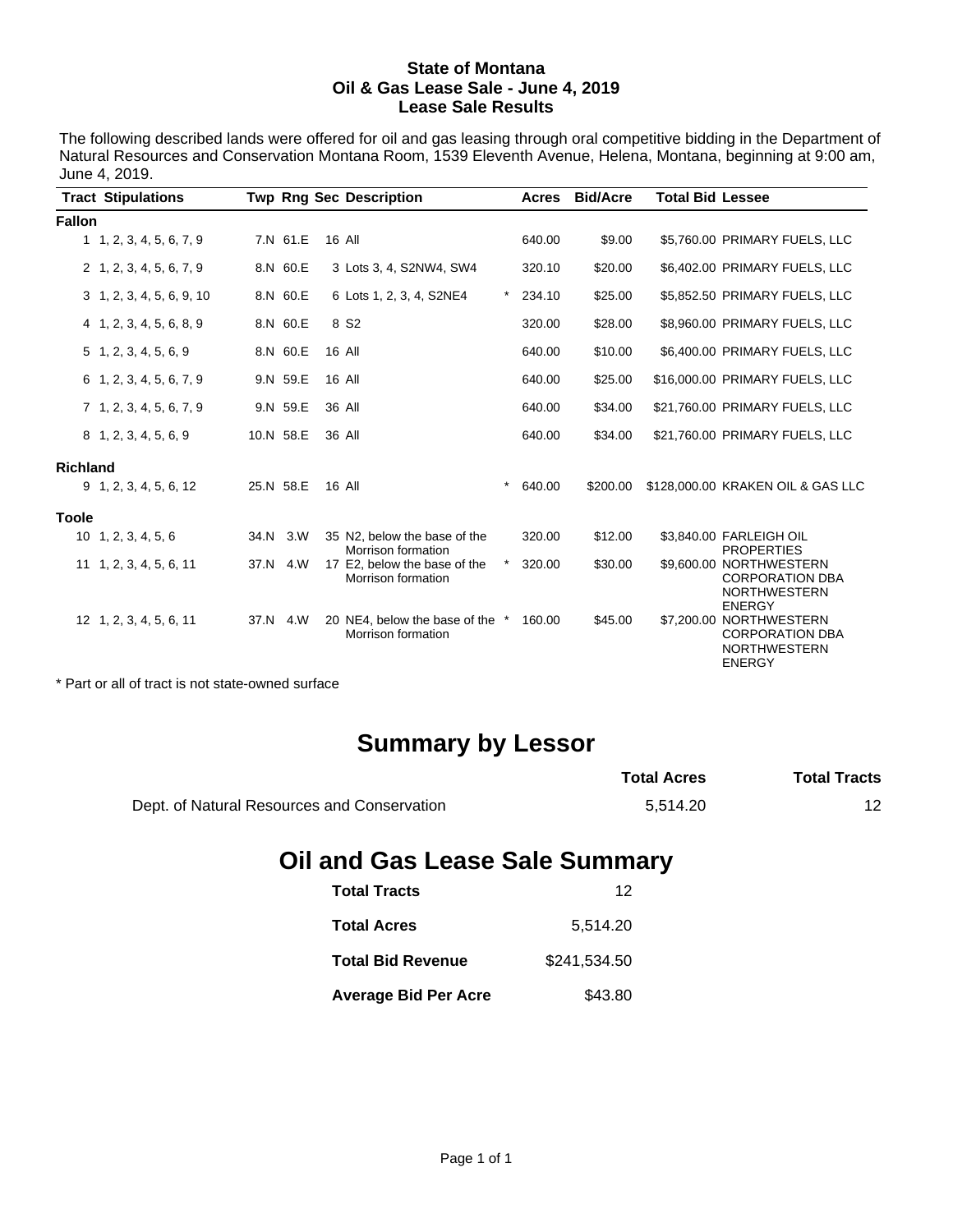# State of Montana
## Oil & Gas Lease Sale - June 4, 2019
## Lease Sale Results

The following described lands were offered for oil and gas leasing through oral competitive bidding in the Department of Natural Resources and Conservation Montana Room, 1539 Eleventh Avenue, Helena, Montana, beginning at 9:00 am, June 4, 2019.

| Tract | Stipulations | Twp | Rng | Sec | Description | | Acres | Bid/Acre | Total Bid | Lessee |
|---|---|---|---|---|---|---|---|---|---|---|
| **Fallon** | | | | | | | | | | |
| 1 | 1, 2, 3, 4, 5, 6, 7, 9 | 7.N | 61.E | 16 | All | | 640.00 | $9.00 | $5,760.00 | PRIMARY FUELS, LLC |
| 2 | 1, 2, 3, 4, 5, 6, 7, 9 | 8.N | 60.E | 3 | Lots 3, 4, S2NW4, SW4 | | 320.10 | $20.00 | $6,402.00 | PRIMARY FUELS, LLC |
| 3 | 1, 2, 3, 4, 5, 6, 9, 10 | 8.N | 60.E | 6 | Lots 1, 2, 3, 4, S2NE4 | * | 234.10 | $25.00 | $5,852.50 | PRIMARY FUELS, LLC |
| 4 | 1, 2, 3, 4, 5, 6, 8, 9 | 8.N | 60.E | 8 | S2 | | 320.00 | $28.00 | $8,960.00 | PRIMARY FUELS, LLC |
| 5 | 1, 2, 3, 4, 5, 6, 9 | 8.N | 60.E | 16 | All | | 640.00 | $10.00 | $6,400.00 | PRIMARY FUELS, LLC |
| 6 | 1, 2, 3, 4, 5, 6, 7, 9 | 9.N | 59.E | 16 | All | | 640.00 | $25.00 | $16,000.00 | PRIMARY FUELS, LLC |
| 7 | 1, 2, 3, 4, 5, 6, 7, 9 | 9.N | 59.E | 36 | All | | 640.00 | $34.00 | $21,760.00 | PRIMARY FUELS, LLC |
| 8 | 1, 2, 3, 4, 5, 6, 9 | 10.N | 58.E | 36 | All | | 640.00 | $34.00 | $21,760.00 | PRIMARY FUELS, LLC |
| **Richland** | | | | | | | | | | |
| 9 | 1, 2, 3, 4, 5, 6, 12 | 25.N | 58.E | 16 | All | * | 640.00 | $200.00 | $128,000.00 | KRAKEN OIL & GAS LLC |
| **Toole** | | | | | | | | | | |
| 10 | 1, 2, 3, 4, 5, 6 | 34.N | 3.W | 35 | N2, below the base of the Morrison formation | | 320.00 | $12.00 | $3,840.00 | FARLEIGH OIL PROPERTIES |
| 11 | 1, 2, 3, 4, 5, 6, 11 | 37.N | 4.W | 17 | E2, below the base of the Morrison formation | * | 320.00 | $30.00 | $9,600.00 | NORTHWESTERN CORPORATION DBA NORTHWESTERN ENERGY |
| 12 | 1, 2, 3, 4, 5, 6, 11 | 37.N | 4.W | 20 | NE4, below the base of the Morrison formation | * | 160.00 | $45.00 | $7,200.00 | NORTHWESTERN CORPORATION DBA NORTHWESTERN ENERGY |

* Part or all of tract is not state-owned surface

## Summary by Lessor

| | Total Acres | Total Tracts |
|---|---|---|
| Dept. of Natural Resources and Conservation | 5,514.20 | 12 |

## Oil and Gas Lease Sale Summary

| | |
|---|---|
| **Total Tracts** | 12 |
| **Total Acres** | 5,514.20 |
| **Total Bid Revenue** | $241,534.50 |
| **Average Bid Per Acre** | $43.80 |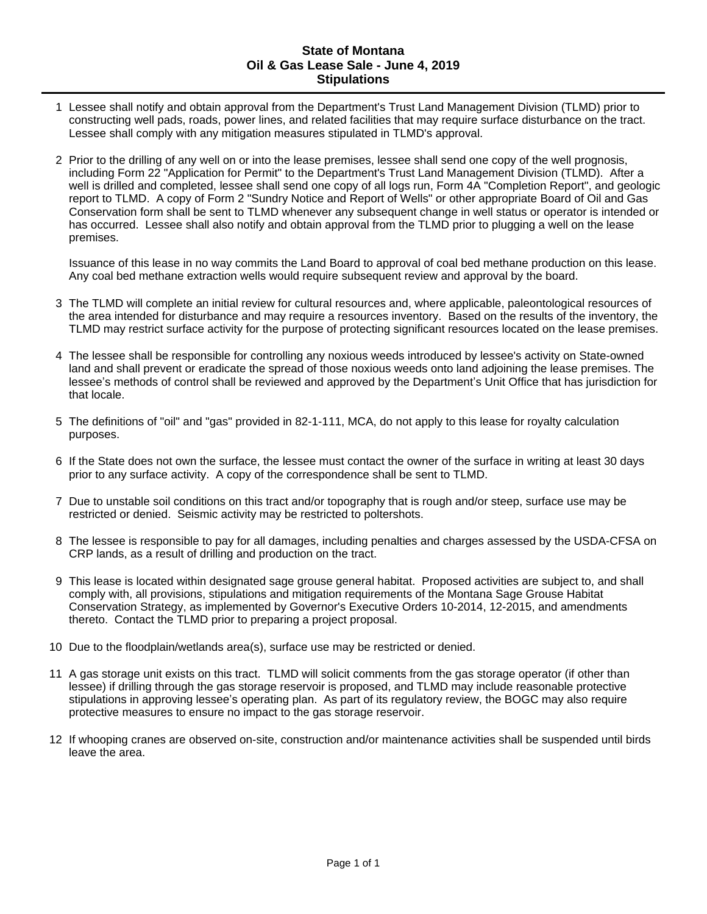# State of Montana
## Oil & Gas Lease Sale - June 4, 2019
## Stipulations

1 Lessee shall notify and obtain approval from the Department's Trust Land Management Division (TLMD) prior to constructing well pads, roads, power lines, and related facilities that may require surface disturbance on the tract. Lessee shall comply with any mitigation measures stipulated in TLMD's approval.

2 Prior to the drilling of any well on or into the lease premises, lessee shall send one copy of the well prognosis, including Form 22 "Application for Permit" to the Department's Trust Land Management Division (TLMD). After a well is drilled and completed, lessee shall send one copy of all logs run, Form 4A "Completion Report", and geologic report to TLMD. A copy of Form 2 "Sundry Notice and Report of Wells" or other appropriate Board of Oil and Gas Conservation form shall be sent to TLMD whenever any subsequent change in well status or operator is intended or has occurred. Lessee shall also notify and obtain approval from the TLMD prior to plugging a well on the lease premises.

   Issuance of this lease in no way commits the Land Board to approval of coal bed methane production on this lease. Any coal bed methane extraction wells would require subsequent review and approval by the board.

3 The TLMD will complete an initial review for cultural resources and, where applicable, paleontological resources of the area intended for disturbance and may require a resources inventory. Based on the results of the inventory, the TLMD may restrict surface activity for the purpose of protecting significant resources located on the lease premises.

4 The lessee shall be responsible for controlling any noxious weeds introduced by lessee's activity on State-owned land and shall prevent or eradicate the spread of those noxious weeds onto land adjoining the lease premises. The lessee's methods of control shall be reviewed and approved by the Department's Unit Office that has jurisdiction for that locale.

5 The definitions of "oil" and "gas" provided in 82-1-111, MCA, do not apply to this lease for royalty calculation purposes.

6 If the State does not own the surface, the lessee must contact the owner of the surface in writing at least 30 days prior to any surface activity. A copy of the correspondence shall be sent to TLMD.

7 Due to unstable soil conditions on this tract and/or topography that is rough and/or steep, surface use may be restricted or denied. Seismic activity may be restricted to poltershots.

8 The lessee is responsible to pay for all damages, including penalties and charges assessed by the USDA-CFSA on CRP lands, as a result of drilling and production on the tract.

9 This lease is located within designated sage grouse general habitat. Proposed activities are subject to, and shall comply with, all provisions, stipulations and mitigation requirements of the Montana Sage Grouse Habitat Conservation Strategy, as implemented by Governor's Executive Orders 10-2014, 12-2015, and amendments thereto. Contact the TLMD prior to preparing a project proposal.

10 Due to the floodplain/wetlands area(s), surface use may be restricted or denied.

11 A gas storage unit exists on this tract. TLMD will solicit comments from the gas storage operator (if other than lessee) if drilling through the gas storage reservoir is proposed, and TLMD may include reasonable protective stipulations in approving lessee's operating plan. As part of its regulatory review, the BOGC may also require protective measures to ensure no impact to the gas storage reservoir.

12 If whooping cranes are observed on-site, construction and/or maintenance activities shall be suspended until birds leave the area.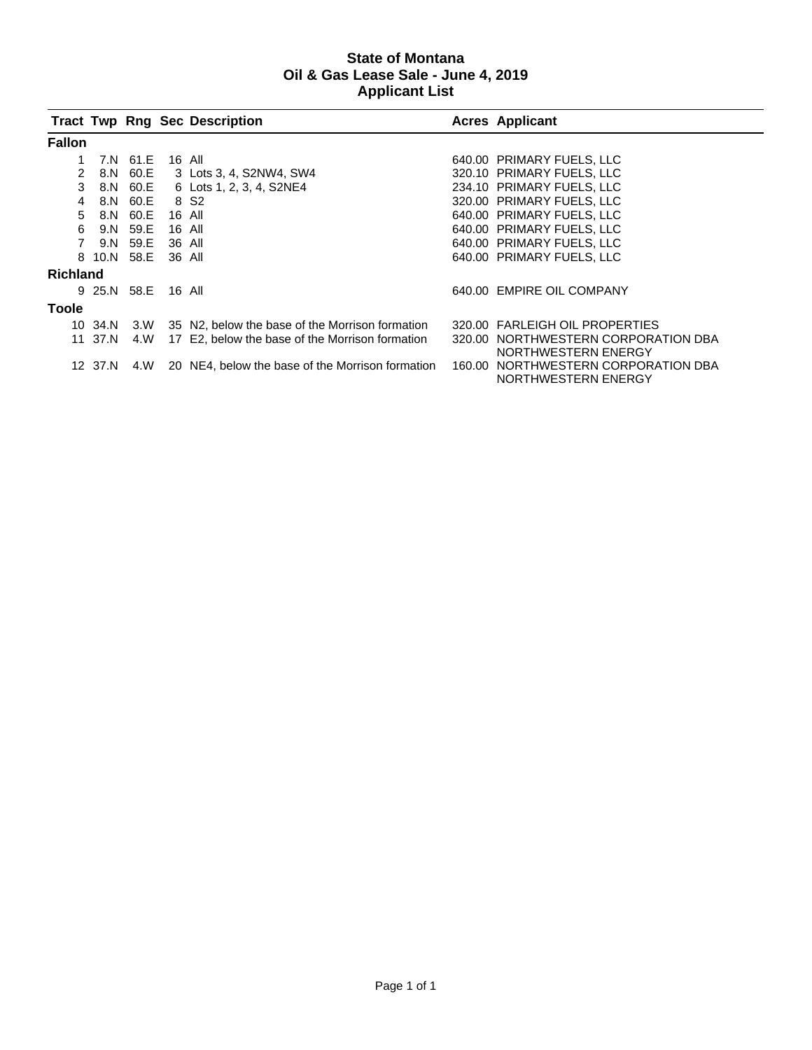# State of Montana
## Oil & Gas Lease Sale - June 4, 2019
## Applicant List

| Tract | Twp | Rng | Sec | Description | Acres | Applicant |
|---|---|---|---|---|---|---|
| **Fallon** | | | | | | |
| 1 | 7.N | 61.E | 16 | All | 640.00 | PRIMARY FUELS, LLC |
| 2 | 8.N | 60.E | 3 | Lots 3, 4, S2NW4, SW4 | 320.10 | PRIMARY FUELS, LLC |
| 3 | 8.N | 60.E | 6 | Lots 1, 2, 3, 4, S2NE4 | 234.10 | PRIMARY FUELS, LLC |
| 4 | 8.N | 60.E | 8 | S2 | 320.00 | PRIMARY FUELS, LLC |
| 5 | 8.N | 60.E | 16 | All | 640.00 | PRIMARY FUELS, LLC |
| 6 | 9.N | 59.E | 16 | All | 640.00 | PRIMARY FUELS, LLC |
| 7 | 9.N | 59.E | 36 | All | 640.00 | PRIMARY FUELS, LLC |
| 8 | 10.N | 58.E | 36 | All | 640.00 | PRIMARY FUELS, LLC |
| **Richland** | | | | | | |
| 9 | 25.N | 58.E | 16 | All | 640.00 | EMPIRE OIL COMPANY |
| **Toole** | | | | | | |
| 10 | 34.N | 3.W | 35 | N2, below the base of the Morrison formation | 320.00 | FARLEIGH OIL PROPERTIES |
| 11 | 37.N | 4.W | 17 | E2, below the base of the Morrison formation | 320.00 | NORTHWESTERN CORPORATION DBA NORTHWESTERN ENERGY |
| 12 | 37.N | 4.W | 20 | NE4, below the base of the Morrison formation | 160.00 | NORTHWESTERN CORPORATION DBA NORTHWESTERN ENERGY |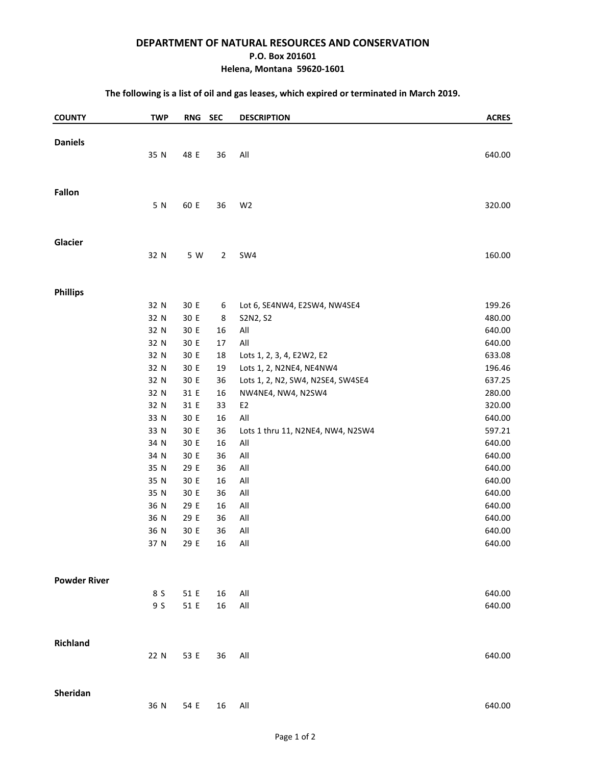**DEPARTMENT OF NATURAL RESOURCES AND CONSERVATION**
**P.O. Box 201601**
**Helena, Montana 59620-1601**

**The following is a list of oil and gas leases, which expired or terminated in March 2019.**

| COUNTY | TWP | RNG | SEC | DESCRIPTION | ACRES |
|---|---|---|---|---|---|
| **Daniels** | | | | | |
| | 35 N | 48 E | 36 | All | 640.00 |
| **Fallon** | | | | | |
| | 5 N | 60 E | 36 | W2 | 320.00 |
| **Glacier** | | | | | |
| | 32 N | 5 W | 2 | SW4 | 160.00 |
| **Phillips** | | | | | |
| | 32 N | 30 E | 6 | Lot 6, SE4NW4, E2SW4, NW4SE4 | 199.26 |
| | 32 N | 30 E | 8 | S2N2, S2 | 480.00 |
| | 32 N | 30 E | 16 | All | 640.00 |
| | 32 N | 30 E | 17 | All | 640.00 |
| | 32 N | 30 E | 18 | Lots 1, 2, 3, 4, E2W2, E2 | 633.08 |
| | 32 N | 30 E | 19 | Lots 1, 2, N2NE4, NE4NW4 | 196.46 |
| | 32 N | 30 E | 36 | Lots 1, 2, N2, SW4, N2SE4, SW4SE4 | 637.25 |
| | 32 N | 31 E | 16 | NW4NE4, NW4, N2SW4 | 280.00 |
| | 32 N | 31 E | 33 | E2 | 320.00 |
| | 33 N | 30 E | 16 | All | 640.00 |
| | 33 N | 30 E | 36 | Lots 1 thru 11, N2NE4, NW4, N2SW4 | 597.21 |
| | 34 N | 30 E | 16 | All | 640.00 |
| | 34 N | 30 E | 36 | All | 640.00 |
| | 35 N | 29 E | 36 | All | 640.00 |
| | 35 N | 30 E | 16 | All | 640.00 |
| | 35 N | 30 E | 36 | All | 640.00 |
| | 36 N | 29 E | 16 | All | 640.00 |
| | 36 N | 29 E | 36 | All | 640.00 |
| | 36 N | 30 E | 36 | All | 640.00 |
| | 37 N | 29 E | 16 | All | 640.00 |
| **Powder River** | | | | | |
| | 8 S | 51 E | 16 | All | 640.00 |
| | 9 S | 51 E | 16 | All | 640.00 |
| **Richland** | | | | | |
| | 22 N | 53 E | 36 | All | 640.00 |
| **Sheridan** | | | | | |
| | 36 N | 54 E | 16 | All | 640.00 |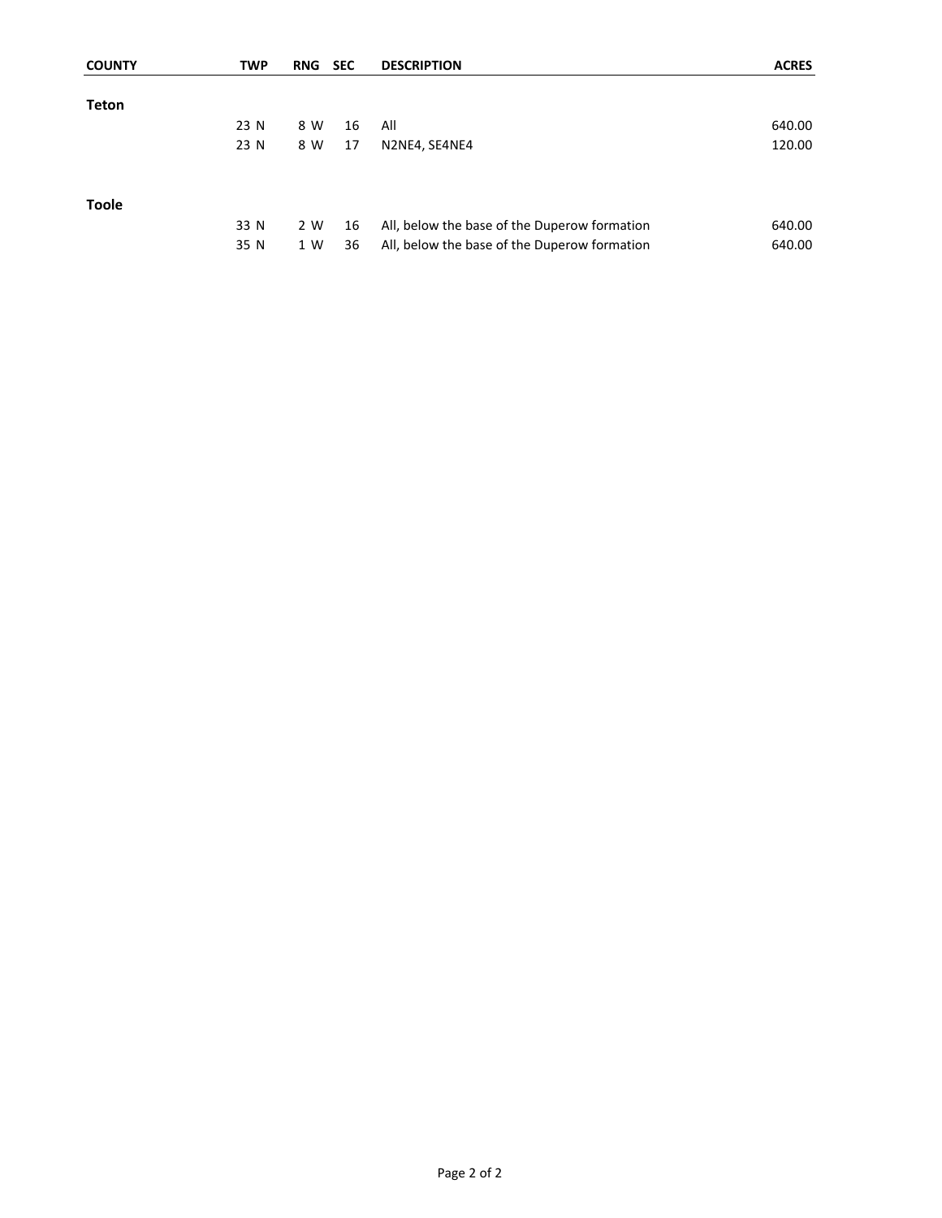| COUNTY | TWP | RNG | SEC | DESCRIPTION | ACRES |
|---|---|---|---|---|---|
| **Teton** | | | | | |
| | 23 N | 8 W | 16 | All | 640.00 |
| | 23 N | 8 W | 17 | N2NE4, SE4NE4 | 120.00 |
| **Toole** | | | | | |
| | 33 N | 2 W | 16 | All, below the base of the Duperow formation | 640.00 |
| | 35 N | 1 W | 36 | All, below the base of the Duperow formation | 640.00 |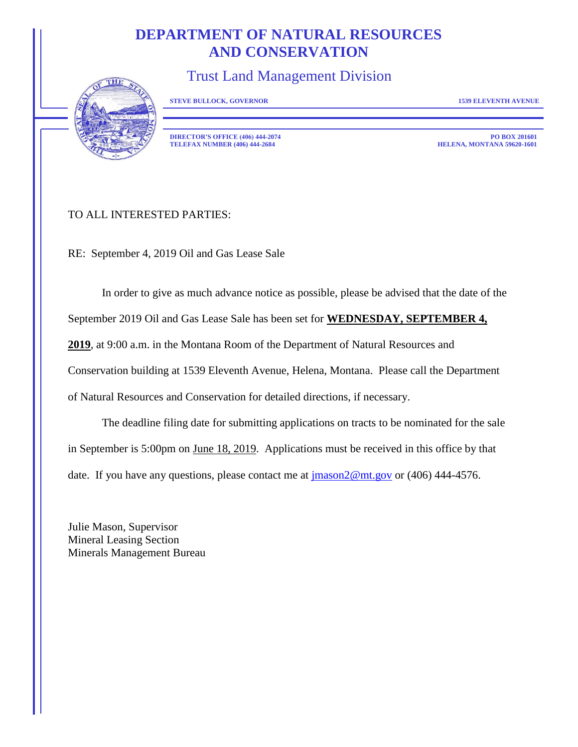# DEPARTMENT OF NATURAL RESOURCES AND CONSERVATION

## Trust Land Management Division

**STEVE BULLOCK, GOVERNOR** **1539 ELEVENTH AVENUE**

**DIRECTOR'S OFFICE (406) 444-2074**
**TELEFAX NUMBER (406) 444-2684**

**PO BOX 201601**
**HELENA, MONTANA 59620-1601**

TO ALL INTERESTED PARTIES:

RE: September 4, 2019 Oil and Gas Lease Sale

In order to give as much advance notice as possible, please be advised that the date of the September 2019 Oil and Gas Lease Sale has been set for **WEDNESDAY, SEPTEMBER 4, 2019**, at 9:00 a.m. in the Montana Room of the Department of Natural Resources and Conservation building at 1539 Eleventh Avenue, Helena, Montana. Please call the Department of Natural Resources and Conservation for detailed directions, if necessary.

The deadline filing date for submitting applications on tracts to be nominated for the sale in September is 5:00pm on June 18, 2019. Applications must be received in this office by that date. If you have any questions, please contact me at jmason2@mt.gov or (406) 444-4576.

Julie Mason, Supervisor
Mineral Leasing Section
Minerals Management Bureau